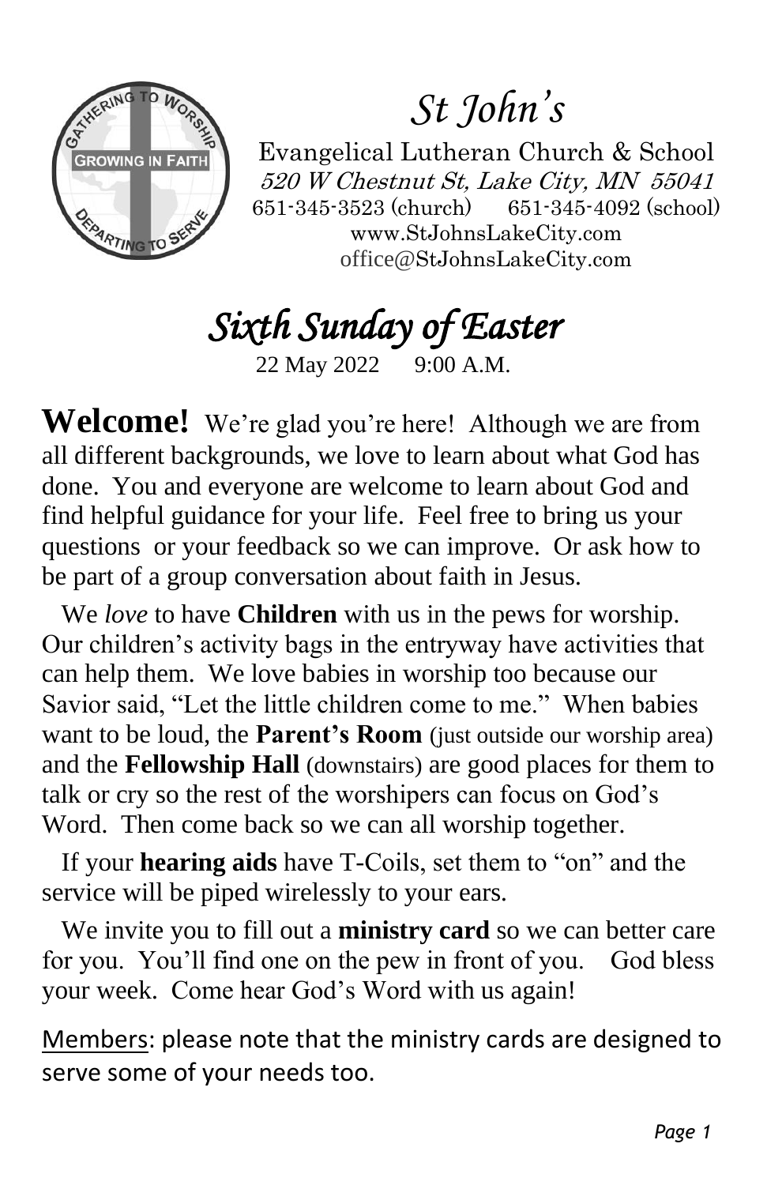# *St John's*

Evangelical Lutheran Church & School
*520 W Chestnut St, Lake City, MN 55041*
651-345-3523 (church) 651-345-4092 (school)
www.StJohnsLakeCity.com
office@StJohnsLakeCity.com

## *Sixth Sunday of Easter*

22 May 2022 9:00 A.M.

**Welcome!** We're glad you're here! Although we are from all different backgrounds, we love to learn about what God has done. You and everyone are welcome to learn about God and find helpful guidance for your life. Feel free to bring us your questions or your feedback so we can improve. Or ask how to be part of a group conversation about faith in Jesus.

We *love* to have **Children** with us in the pews for worship. Our children's activity bags in the entryway have activities that can help them. We love babies in worship too because our Savior said, "Let the little children come to me." When babies want to be loud, the **Parent's Room** (just outside our worship area) and the **Fellowship Hall** (downstairs) are good places for them to talk or cry so the rest of the worshipers can focus on God's Word. Then come back so we can all worship together.

If your **hearing aids** have T-Coils, set them to "on" and the service will be piped wirelessly to your ears.

We invite you to fill out a **ministry card** so we can better care for you. You'll find one on the pew in front of you. God bless your week. Come hear God's Word with us again!

Members: please note that the ministry cards are designed to serve some of your needs too.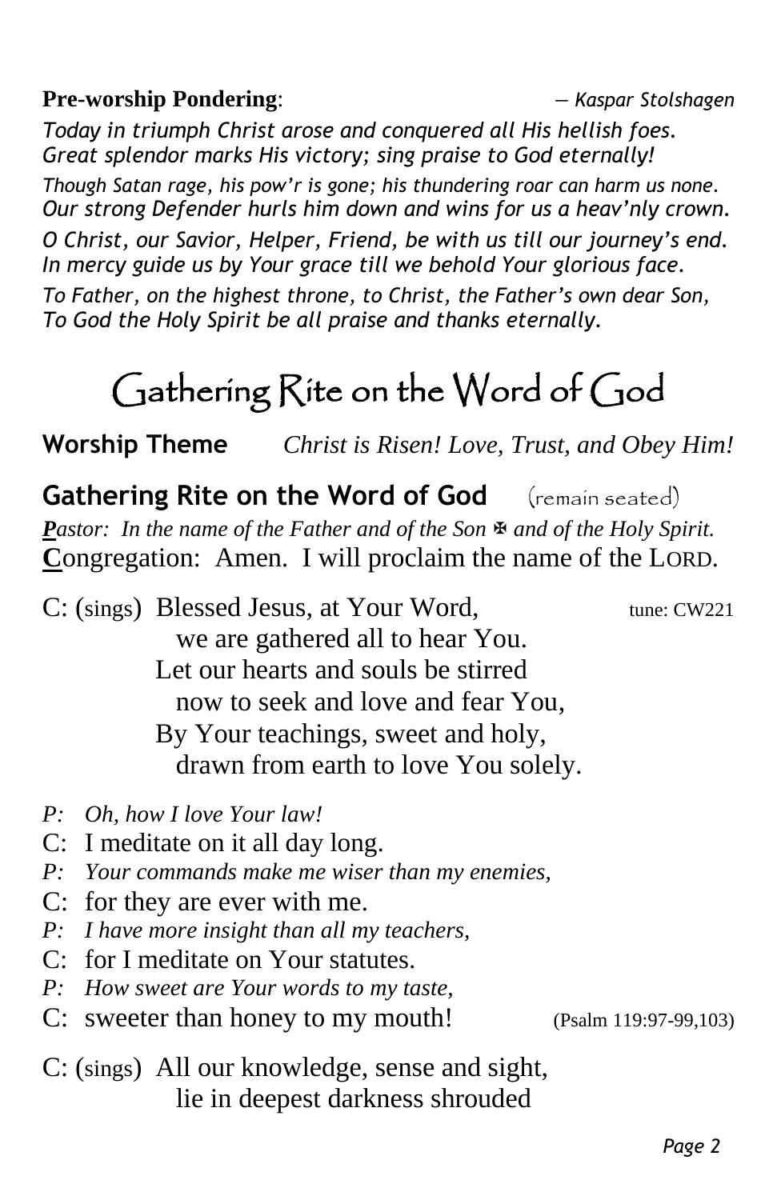**Pre-worship Pondering**: — *Kaspar Stolshagen*

*Today in triumph Christ arose and conquered all His hellish foes.*
*Great splendor marks His victory; sing praise to God eternally!*

*Though Satan rage, his pow'r is gone; his thundering roar can harm us none.*
*Our strong Defender hurls him down and wins for us a heav'nly crown.*

*O Christ, our Savior, Helper, Friend, be with us till our journey's end.*
*In mercy guide us by Your grace till we behold Your glorious face.*

*To Father, on the highest throne, to Christ, the Father's own dear Son,*
*To God the Holy Spirit be all praise and thanks eternally.*

# Gathering Rite on the Word of God

**Worship Theme** *Christ is Risen! Love, Trust, and Obey Him!*

## Gathering Rite on the Word of God (remain seated)

***P**astor: In the name of the Father and of the Son ✠ and of the Holy Spirit.*
**C**ongregation: Amen. I will proclaim the name of the LORD.

C: (sings) Blessed Jesus, at Your Word, tune: CW221
we are gathered all to hear You.
Let our hearts and souls be stirred
now to seek and love and fear You,
By Your teachings, sweet and holy,
drawn from earth to love You solely.

*P: Oh, how I love Your law!*
C: I meditate on it all day long.
*P: Your commands make me wiser than my enemies,*
C: for they are ever with me.
*P: I have more insight than all my teachers,*
C: for I meditate on Your statutes.
*P: How sweet are Your words to my taste,*
C: sweeter than honey to my mouth! (Psalm 119:97-99,103)

C: (sings) All our knowledge, sense and sight,
lie in deepest darkness shrouded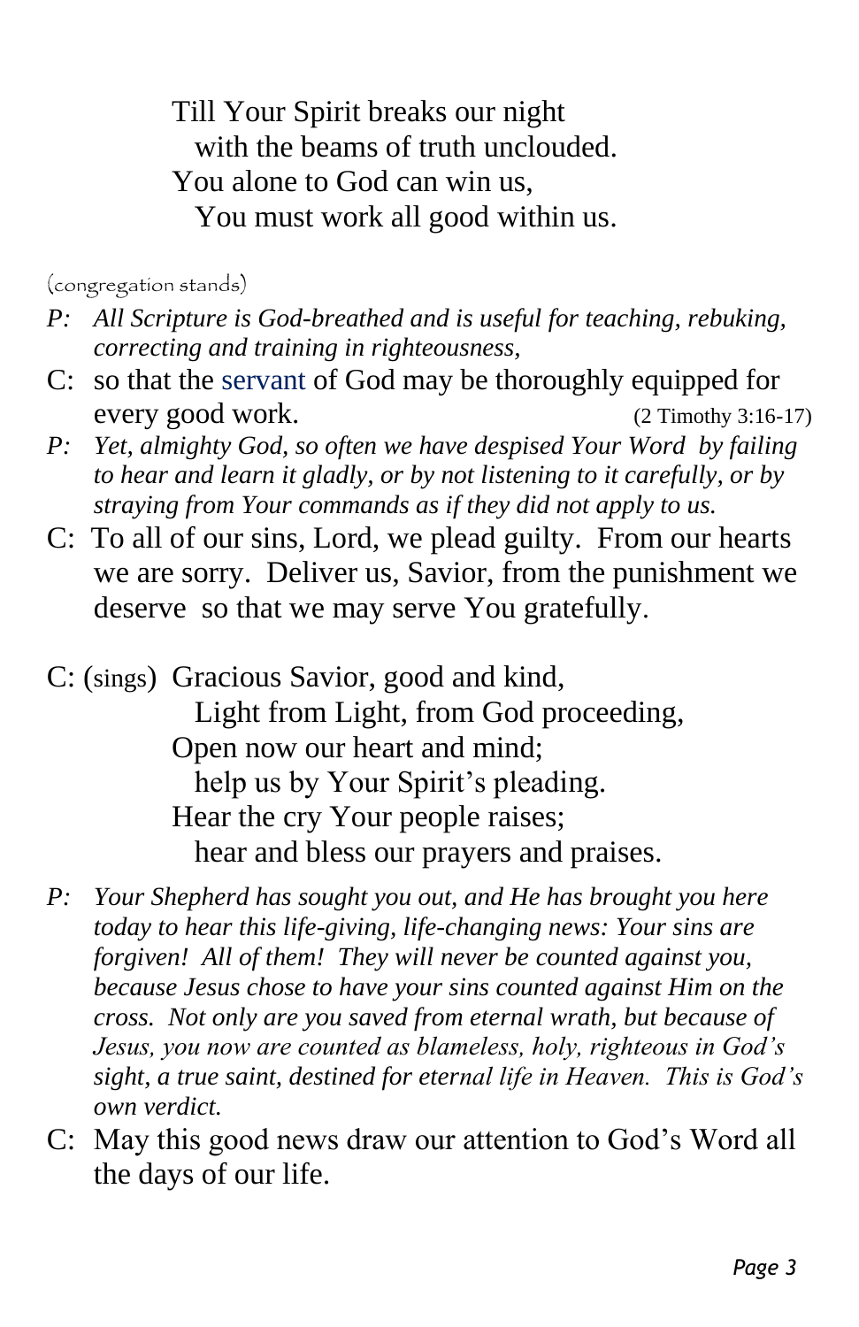Till Your Spirit breaks our night
  with the beams of truth unclouded.
You alone to God can win us,
  You must work all good within us.

(congregation stands)

*P: All Scripture is God-breathed and is useful for teaching, rebuking, correcting and training in righteousness,*

C: so that the servant of God may be thoroughly equipped for every good work. (2 Timothy 3:16-17)

*P: Yet, almighty God, so often we have despised Your Word by failing to hear and learn it gladly, or by not listening to it carefully, or by straying from Your commands as if they did not apply to us.*

C: To all of our sins, Lord, we plead guilty. From our hearts we are sorry. Deliver us, Savior, from the punishment we deserve so that we may serve You gratefully.

C: (sings) Gracious Savior, good and kind,
  Light from Light, from God proceeding,
Open now our heart and mind;
  help us by Your Spirit's pleading.
Hear the cry Your people raises;
  hear and bless our prayers and praises.

*P: Your Shepherd has sought you out, and He has brought you here today to hear this life-giving, life-changing news: Your sins are forgiven! All of them! They will never be counted against you, because Jesus chose to have your sins counted against Him on the cross. Not only are you saved from eternal wrath, but because of Jesus, you now are counted as blameless, holy, righteous in God's sight, a true saint, destined for eternal life in Heaven. This is God's own verdict.*

C: May this good news draw our attention to God's Word all the days of our life.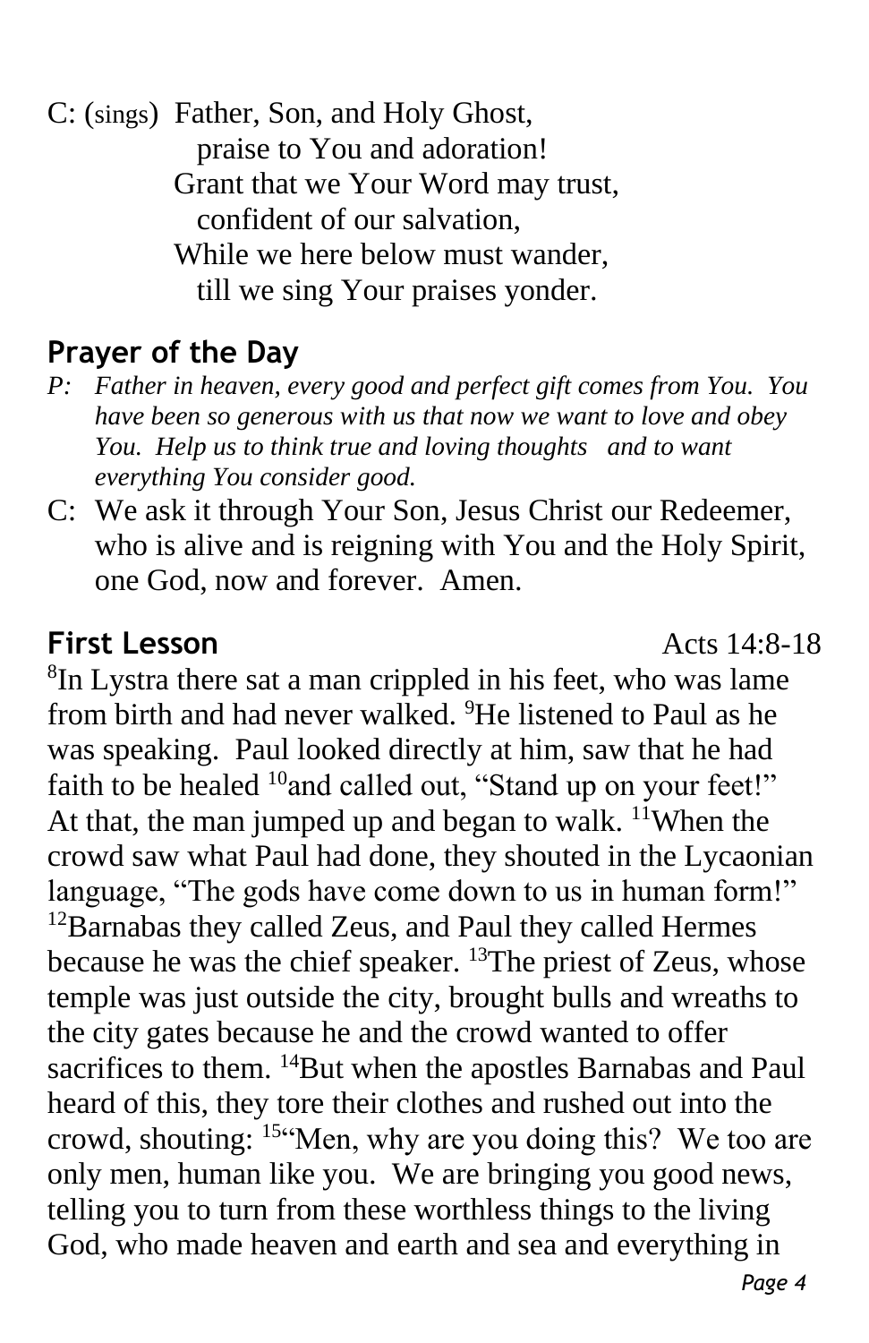C: (sings) Father, Son, and Holy Ghost,
praise to You and adoration!
Grant that we Your Word may trust,
confident of our salvation,
While we here below must wander,
till we sing Your praises yonder.

## Prayer of the Day

*P: Father in heaven, every good and perfect gift comes from You. You have been so generous with us that now we want to love and obey You. Help us to think true and loving thoughts and to want everything You consider good.*

C: We ask it through Your Son, Jesus Christ our Redeemer, who is alive and is reigning with You and the Holy Spirit, one God, now and forever. Amen.

## First Lesson — Acts 14:8-18

[8]In Lystra there sat a man crippled in his feet, who was lame from birth and had never walked. [9]He listened to Paul as he was speaking. Paul looked directly at him, saw that he had faith to be healed [10]and called out, "Stand up on your feet!" At that, the man jumped up and began to walk. [11]When the crowd saw what Paul had done, they shouted in the Lycaonian language, "The gods have come down to us in human form!" [12]Barnabas they called Zeus, and Paul they called Hermes because he was the chief speaker. [13]The priest of Zeus, whose temple was just outside the city, brought bulls and wreaths to the city gates because he and the crowd wanted to offer sacrifices to them. [14]But when the apostles Barnabas and Paul heard of this, they tore their clothes and rushed out into the crowd, shouting: [15]"Men, why are you doing this? We too are only men, human like you. We are bringing you good news, telling you to turn from these worthless things to the living God, who made heaven and earth and sea and everything in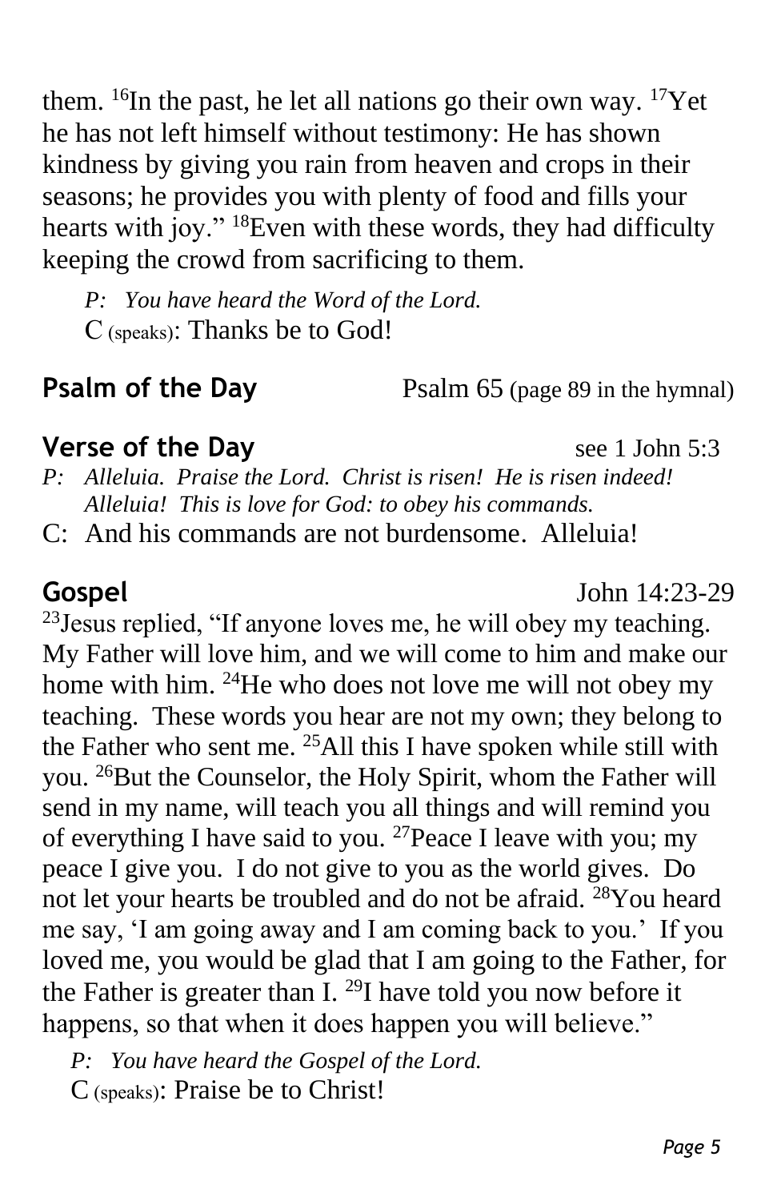them. [16]In the past, he let all nations go their own way. [17]Yet he has not left himself without testimony: He has shown kindness by giving you rain from heaven and crops in their seasons; he provides you with plenty of food and fills your hearts with joy." [18]Even with these words, they had difficulty keeping the crowd from sacrificing to them.

*P: You have heard the Word of the Lord.*
C (speaks): Thanks be to God!

**Psalm of the Day** Psalm 65 (page 89 in the hymnal)

**Verse of the Day** see 1 John 5:3

*P: Alleluia. Praise the Lord. Christ is risen! He is risen indeed! Alleluia! This is love for God: to obey his commands.*
C: And his commands are not burdensome. Alleluia!

**Gospel** John 14:23-29

[23]Jesus replied, "If anyone loves me, he will obey my teaching. My Father will love him, and we will come to him and make our home with him. [24]He who does not love me will not obey my teaching. These words you hear are not my own; they belong to the Father who sent me. [25]All this I have spoken while still with you. [26]But the Counselor, the Holy Spirit, whom the Father will send in my name, will teach you all things and will remind you of everything I have said to you. [27]Peace I leave with you; my peace I give you. I do not give to you as the world gives. Do not let your hearts be troubled and do not be afraid. [28]You heard me say, 'I am going away and I am coming back to you.' If you loved me, you would be glad that I am going to the Father, for the Father is greater than I. [29]I have told you now before it happens, so that when it does happen you will believe."

*P: You have heard the Gospel of the Lord.*
C (speaks): Praise be to Christ!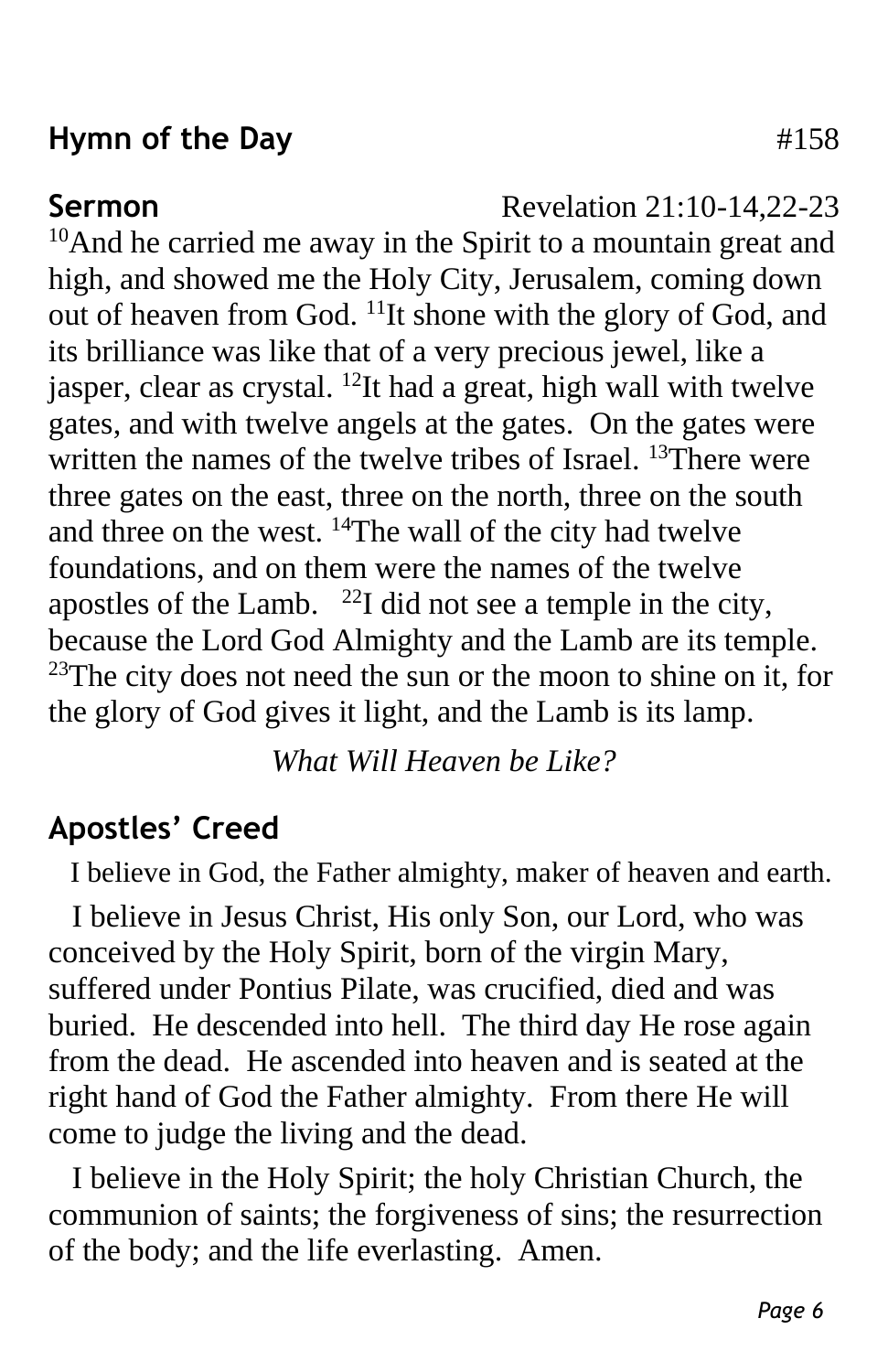## Hymn of the Day #158

## Sermon Revelation 21:10-14,22-23

[10]And he carried me away in the Spirit to a mountain great and high, and showed me the Holy City, Jerusalem, coming down out of heaven from God. [11]It shone with the glory of God, and its brilliance was like that of a very precious jewel, like a jasper, clear as crystal. [12]It had a great, high wall with twelve gates, and with twelve angels at the gates. On the gates were written the names of the twelve tribes of Israel. [13]There were three gates on the east, three on the north, three on the south and three on the west. [14]The wall of the city had twelve foundations, and on them were the names of the twelve apostles of the Lamb. [22]I did not see a temple in the city, because the Lord God Almighty and the Lamb are its temple. [23]The city does not need the sun or the moon to shine on it, for the glory of God gives it light, and the Lamb is its lamp.

*What Will Heaven be Like?*

## Apostles' Creed

I believe in God, the Father almighty, maker of heaven and earth.

I believe in Jesus Christ, His only Son, our Lord, who was conceived by the Holy Spirit, born of the virgin Mary, suffered under Pontius Pilate, was crucified, died and was buried. He descended into hell. The third day He rose again from the dead. He ascended into heaven and is seated at the right hand of God the Father almighty. From there He will come to judge the living and the dead.

I believe in the Holy Spirit; the holy Christian Church, the communion of saints; the forgiveness of sins; the resurrection of the body; and the life everlasting. Amen.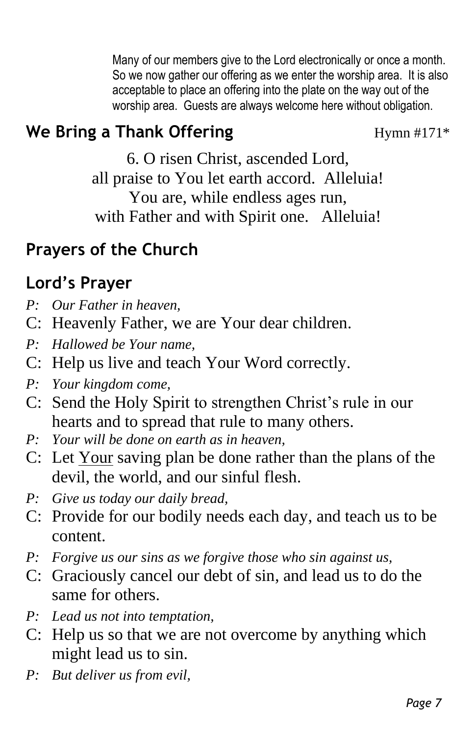Many of our members give to the Lord electronically or once a month. So we now gather our offering as we enter the worship area. It is also acceptable to place an offering into the plate on the way out of the worship area. Guests are always welcome here without obligation.

## We Bring a Thank Offering

Hymn #171*

6. O risen Christ, ascended Lord,
all praise to You let earth accord. Alleluia!
You are, while endless ages run,
with Father and with Spirit one. Alleluia!

## Prayers of the Church

## Lord's Prayer

*P: Our Father in heaven,*
C: Heavenly Father, we are Your dear children.
*P: Hallowed be Your name,*
C: Help us live and teach Your Word correctly.
*P: Your kingdom come,*
C: Send the Holy Spirit to strengthen Christ's rule in our hearts and to spread that rule to many others.
*P: Your will be done on earth as in heaven,*
C: Let <u>Your</u> saving plan be done rather than the plans of the devil, the world, and our sinful flesh.
*P: Give us today our daily bread,*
C: Provide for our bodily needs each day, and teach us to be content.
*P: Forgive us our sins as we forgive those who sin against us,*
C: Graciously cancel our debt of sin, and lead us to do the same for others.
*P: Lead us not into temptation,*
C: Help us so that we are not overcome by anything which might lead us to sin.
*P: But deliver us from evil,*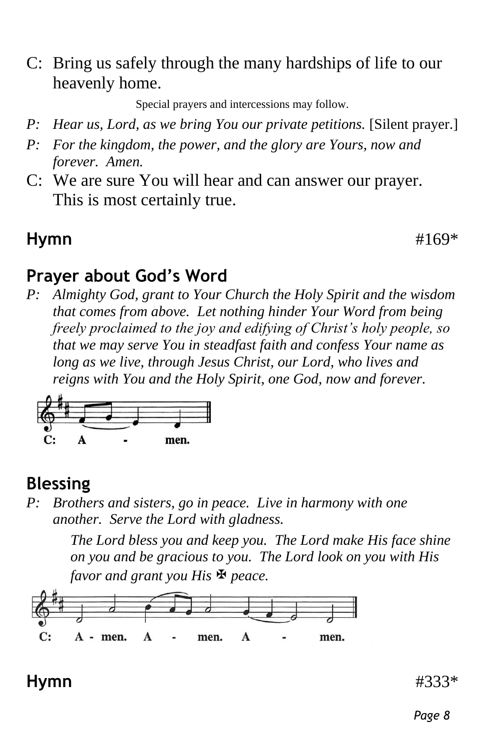C: Bring us safely through the many hardships of life to our heavenly home.

Special prayers and intercessions may follow.

*P: Hear us, Lord, as we bring You our private petitions.* [Silent prayer.]

*P: For the kingdom, the power, and the glory are Yours, now and forever. Amen.*

C: We are sure You will hear and can answer our prayer. This is most certainly true.

## Hymn

#169*

## Prayer about God's Word

*P: Almighty God, grant to Your Church the Holy Spirit and the wisdom that comes from above. Let nothing hinder Your Word from being freely proclaimed to the joy and edifying of Christ's holy people, so that we may serve You in steadfast faith and confess Your name as long as we live, through Jesus Christ, our Lord, who lives and reigns with You and the Holy Spirit, one God, now and forever.*

C: A - men.

## Blessing

*P: Brothers and sisters, go in peace. Live in harmony with one another. Serve the Lord with gladness.*

*The Lord bless you and keep you. The Lord make His face shine on you and be gracious to you. The Lord look on you with His favor and grant you His ✠ peace.*

C: A - men. A - men. A - men.

## Hymn

#333*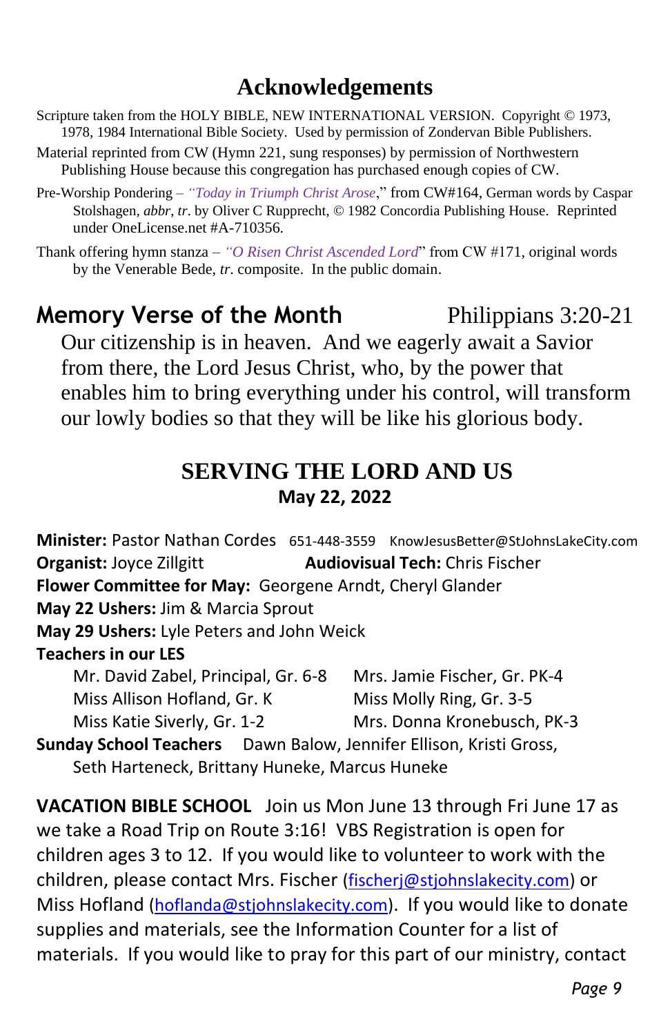# Acknowledgements

Scripture taken from the HOLY BIBLE, NEW INTERNATIONAL VERSION. Copyright © 1973, 1978, 1984 International Bible Society. Used by permission of Zondervan Bible Publishers.

Material reprinted from CW (Hymn 221, sung responses) by permission of Northwestern Publishing House because this congregation has purchased enough copies of CW.

Pre-Worship Pondering – *"Today in Triumph Christ Arose*," from CW#164, German words by Caspar Stolshagen, *abbr*, *tr*. by Oliver C Rupprecht, © 1982 Concordia Publishing House. Reprinted under OneLicense.net #A-710356.

Thank offering hymn stanza – *"O Risen Christ Ascended Lord*" from CW #171, original words by the Venerable Bede, *tr.* composite. In the public domain.

## Memory Verse of the Month — Philippians 3:20-21

Our citizenship is in heaven. And we eagerly await a Savior from there, the Lord Jesus Christ, who, by the power that enables him to bring everything under his control, will transform our lowly bodies so that they will be like his glorious body.

## SERVING THE LORD AND US

**May 22, 2022**

**Minister:** Pastor Nathan Cordes 651-448-3559 KnowJesusBetter@StJohnsLakeCity.com

**Organist:** Joyce Zillgitt

**Audiovisual Tech:** Chris Fischer

**Flower Committee for May:** Georgene Arndt, Cheryl Glander

**May 22 Ushers:** Jim & Marcia Sprout

**May 29 Ushers:** Lyle Peters and John Weick

**Teachers in our LES**

- Mr. David Zabel, Principal, Gr. 6-8
- Mrs. Jamie Fischer, Gr. PK-4
- Miss Allison Hofland, Gr. K
- Miss Molly Ring, Gr. 3-5
- Miss Katie Siverly, Gr. 1-2
- Mrs. Donna Kronebusch, PK-3

**Sunday School Teachers** Dawn Balow, Jennifer Ellison, Kristi Gross, Seth Harteneck, Brittany Huneke, Marcus Huneke

**VACATION BIBLE SCHOOL** Join us Mon June 13 through Fri June 17 as we take a Road Trip on Route 3:16! VBS Registration is open for children ages 3 to 12. If you would like to volunteer to work with the children, please contact Mrs. Fischer (fischerj@stjohnslakecity.com) or Miss Hofland (hoflanda@stjohnslakecity.com). If you would like to donate supplies and materials, see the Information Counter for a list of materials. If you would like to pray for this part of our ministry, contact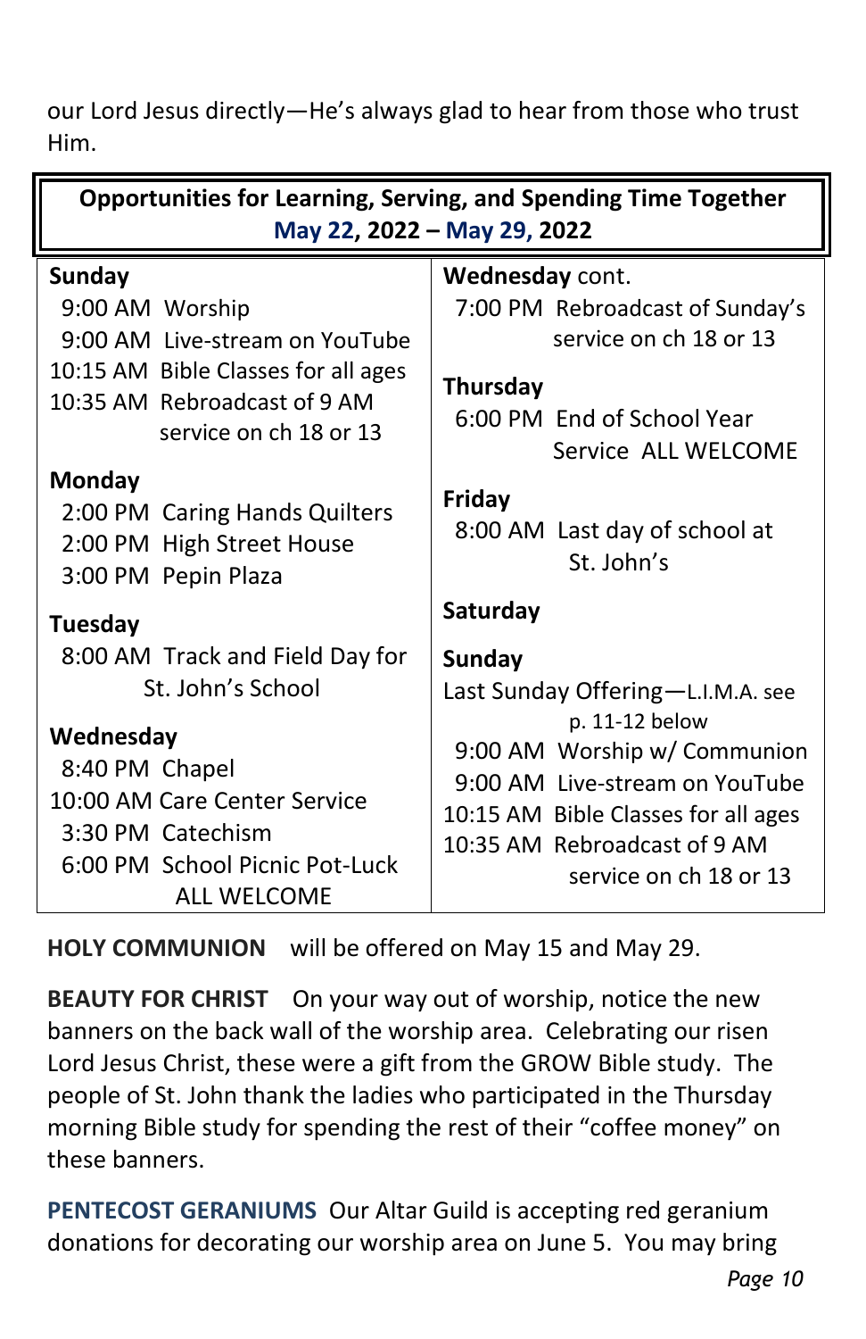our Lord Jesus directly—He's always glad to hear from those who trust Him.

## Opportunities for Learning, Serving, and Spending Time Together
**May 22, 2022 – May 29, 2022**

**Sunday**
- 9:00 AM Worship
- 9:00 AM Live-stream on YouTube
- 10:15 AM Bible Classes for all ages
- 10:35 AM Rebroadcast of 9 AM service on ch 18 or 13

**Monday**
- 2:00 PM Caring Hands Quilters
- 2:00 PM High Street House
- 3:00 PM Pepin Plaza

**Tuesday**
- 8:00 AM Track and Field Day for St. John's School

**Wednesday**
- 8:40 PM Chapel
- 10:00 AM Care Center Service
- 3:30 PM Catechism
- 6:00 PM School Picnic Pot-Luck ALL WELCOME

**Wednesday** cont.
- 7:00 PM Rebroadcast of Sunday's service on ch 18 or 13

**Thursday**
- 6:00 PM End of School Year Service ALL WELCOME

**Friday**
- 8:00 AM Last day of school at St. John's

**Saturday**

**Sunday**

Last Sunday Offering—L.I.M.A. see p. 11-12 below
- 9:00 AM Worship w/ Communion
- 9:00 AM Live-stream on YouTube
- 10:15 AM Bible Classes for all ages
- 10:35 AM Rebroadcast of 9 AM service on ch 18 or 13

**HOLY COMMUNION** will be offered on May 15 and May 29.

**BEAUTY FOR CHRIST** On your way out of worship, notice the new banners on the back wall of the worship area. Celebrating our risen Lord Jesus Christ, these were a gift from the GROW Bible study. The people of St. John thank the ladies who participated in the Thursday morning Bible study for spending the rest of their "coffee money" on these banners.

**PENTECOST GERANIUMS** Our Altar Guild is accepting red geranium donations for decorating our worship area on June 5. You may bring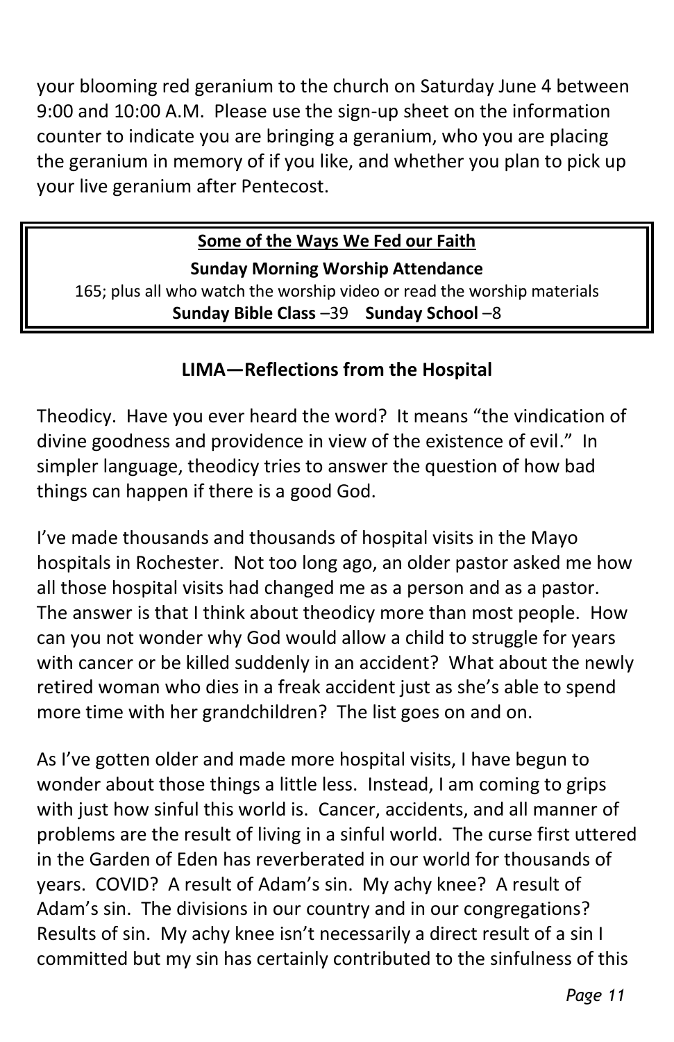your blooming red geranium to the church on Saturday June 4 between 9:00 and 10:00 A.M. Please use the sign-up sheet on the information counter to indicate you are bringing a geranium, who you are placing the geranium in memory of if you like, and whether you plan to pick up your live geranium after Pentecost.

**<u>Some of the Ways We Fed our Faith</u>**

**Sunday Morning Worship Attendance**

165; plus all who watch the worship video or read the worship materials

**Sunday Bible Class** –39 **Sunday School** –8

## LIMA—Reflections from the Hospital

Theodicy. Have you ever heard the word? It means “the vindication of divine goodness and providence in view of the existence of evil.” In simpler language, theodicy tries to answer the question of how bad things can happen if there is a good God.

I’ve made thousands and thousands of hospital visits in the Mayo hospitals in Rochester. Not too long ago, an older pastor asked me how all those hospital visits had changed me as a person and as a pastor. The answer is that I think about theodicy more than most people. How can you not wonder why God would allow a child to struggle for years with cancer or be killed suddenly in an accident? What about the newly retired woman who dies in a freak accident just as she’s able to spend more time with her grandchildren? The list goes on and on.

As I’ve gotten older and made more hospital visits, I have begun to wonder about those things a little less. Instead, I am coming to grips with just how sinful this world is. Cancer, accidents, and all manner of problems are the result of living in a sinful world. The curse first uttered in the Garden of Eden has reverberated in our world for thousands of years. COVID? A result of Adam’s sin. My achy knee? A result of Adam’s sin. The divisions in our country and in our congregations? Results of sin. My achy knee isn’t necessarily a direct result of a sin I committed but my sin has certainly contributed to the sinfulness of this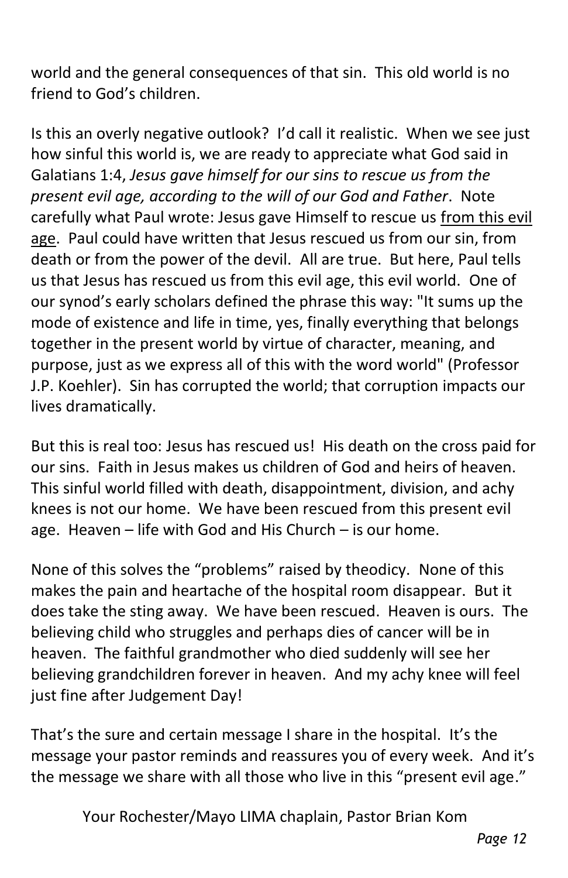world and the general consequences of that sin. This old world is no friend to God's children.

Is this an overly negative outlook? I'd call it realistic. When we see just how sinful this world is, we are ready to appreciate what God said in Galatians 1:4, *Jesus gave himself for our sins to rescue us from the present evil age, according to the will of our God and Father*. Note carefully what Paul wrote: Jesus gave Himself to rescue us <u>from this evil age</u>. Paul could have written that Jesus rescued us from our sin, from death or from the power of the devil. All are true. But here, Paul tells us that Jesus has rescued us from this evil age, this evil world. One of our synod's early scholars defined the phrase this way: "It sums up the mode of existence and life in time, yes, finally everything that belongs together in the present world by virtue of character, meaning, and purpose, just as we express all of this with the word world" (Professor J.P. Koehler). Sin has corrupted the world; that corruption impacts our lives dramatically.

But this is real too: Jesus has rescued us! His death on the cross paid for our sins. Faith in Jesus makes us children of God and heirs of heaven. This sinful world filled with death, disappointment, division, and achy knees is not our home. We have been rescued from this present evil age. Heaven – life with God and His Church – is our home.

None of this solves the "problems" raised by theodicy. None of this makes the pain and heartache of the hospital room disappear. But it does take the sting away. We have been rescued. Heaven is ours. The believing child who struggles and perhaps dies of cancer will be in heaven. The faithful grandmother who died suddenly will see her believing grandchildren forever in heaven. And my achy knee will feel just fine after Judgement Day!

That's the sure and certain message I share in the hospital. It's the message your pastor reminds and reassures you of every week. And it's the message we share with all those who live in this "present evil age."

Your Rochester/Mayo LIMA chaplain, Pastor Brian Kom